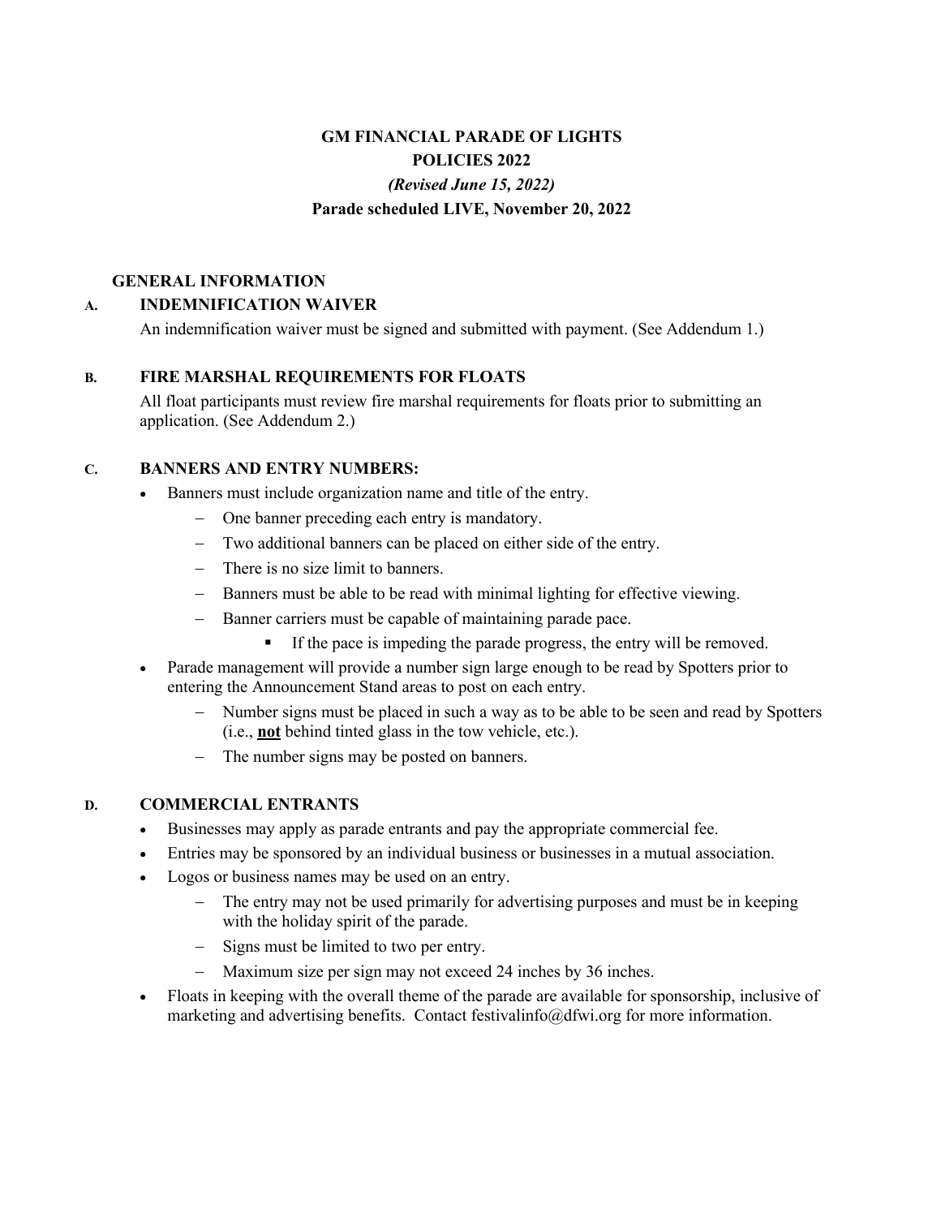# GM FINANCIAL PARADE OF LIGHTS
# POLICIES 2022

***(Revised June 15, 2022)***

**Parade scheduled LIVE, November 20, 2022**

## GENERAL INFORMATION

### A. INDEMNIFICATION WAIVER

An indemnification waiver must be signed and submitted with payment. (See Addendum 1.)

### B. FIRE MARSHAL REQUIREMENTS FOR FLOATS

All float participants must review fire marshal requirements for floats prior to submitting an application. (See Addendum 2.)

### C. BANNERS AND ENTRY NUMBERS:

- Banners must include organization name and title of the entry.
  - One banner preceding each entry is mandatory.
  - Two additional banners can be placed on either side of the entry.
  - There is no size limit to banners.
  - Banners must be able to be read with minimal lighting for effective viewing.
  - Banner carriers must be capable of maintaining parade pace.
    - If the pace is impeding the parade progress, the entry will be removed.
- Parade management will provide a number sign large enough to be read by Spotters prior to entering the Announcement Stand areas to post on each entry.
  - Number signs must be placed in such a way as to be able to be seen and read by Spotters (i.e., **<u>not</u>** behind tinted glass in the tow vehicle, etc.).
  - The number signs may be posted on banners.

### D. COMMERCIAL ENTRANTS

- Businesses may apply as parade entrants and pay the appropriate commercial fee.
- Entries may be sponsored by an individual business or businesses in a mutual association.
- Logos or business names may be used on an entry.
  - The entry may not be used primarily for advertising purposes and must be in keeping with the holiday spirit of the parade.
  - Signs must be limited to two per entry.
  - Maximum size per sign may not exceed 24 inches by 36 inches.
- Floats in keeping with the overall theme of the parade are available for sponsorship, inclusive of marketing and advertising benefits. Contact festivalinfo@dfwi.org for more information.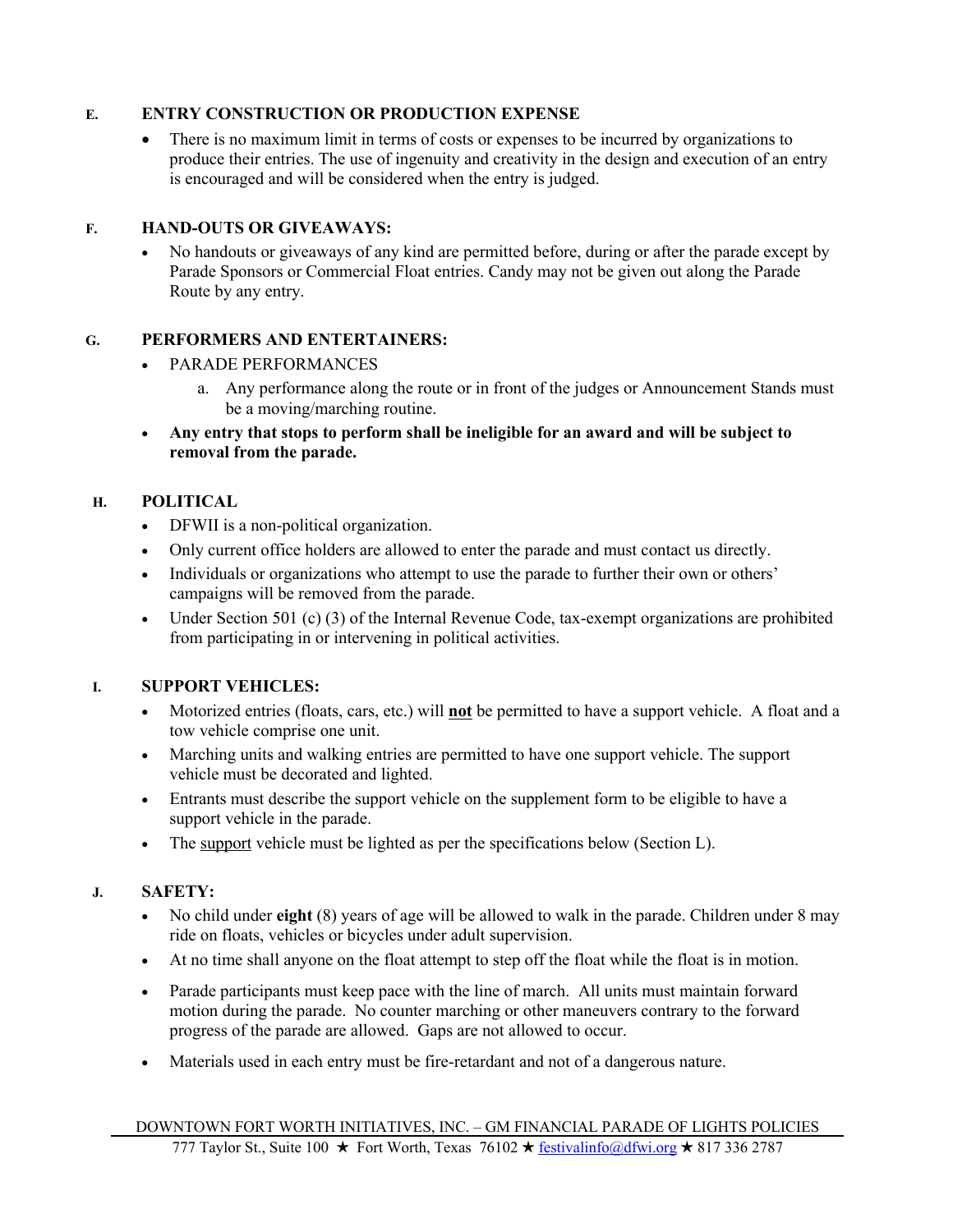## E. ENTRY CONSTRUCTION OR PRODUCTION EXPENSE

- There is no maximum limit in terms of costs or expenses to be incurred by organizations to produce their entries. The use of ingenuity and creativity in the design and execution of an entry is encouraged and will be considered when the entry is judged.

## F. HAND-OUTS OR GIVEAWAYS:

- No handouts or giveaways of any kind are permitted before, during or after the parade except by Parade Sponsors or Commercial Float entries. Candy may not be given out along the Parade Route by any entry.

## G. PERFORMERS AND ENTERTAINERS:

- PARADE PERFORMANCES
  a. Any performance along the route or in front of the judges or Announcement Stands must be a moving/marching routine.
- **Any entry that stops to perform shall be ineligible for an award and will be subject to removal from the parade.**

## H. POLITICAL

- DFWII is a non-political organization.
- Only current office holders are allowed to enter the parade and must contact us directly.
- Individuals or organizations who attempt to use the parade to further their own or others' campaigns will be removed from the parade.
- Under Section 501 (c) (3) of the Internal Revenue Code, tax-exempt organizations are prohibited from participating in or intervening in political activities.

## I. SUPPORT VEHICLES:

- Motorized entries (floats, cars, etc.) will **not** be permitted to have a support vehicle. A float and a tow vehicle comprise one unit.
- Marching units and walking entries are permitted to have one support vehicle. The support vehicle must be decorated and lighted.
- Entrants must describe the support vehicle on the supplement form to be eligible to have a support vehicle in the parade.
- The support vehicle must be lighted as per the specifications below (Section L).

## J. SAFETY:

- No child under **eight** (8) years of age will be allowed to walk in the parade. Children under 8 may ride on floats, vehicles or bicycles under adult supervision.
- At no time shall anyone on the float attempt to step off the float while the float is in motion.
- Parade participants must keep pace with the line of march. All units must maintain forward motion during the parade. No counter marching or other maneuvers contrary to the forward progress of the parade are allowed. Gaps are not allowed to occur.
- Materials used in each entry must be fire-retardant and not of a dangerous nature.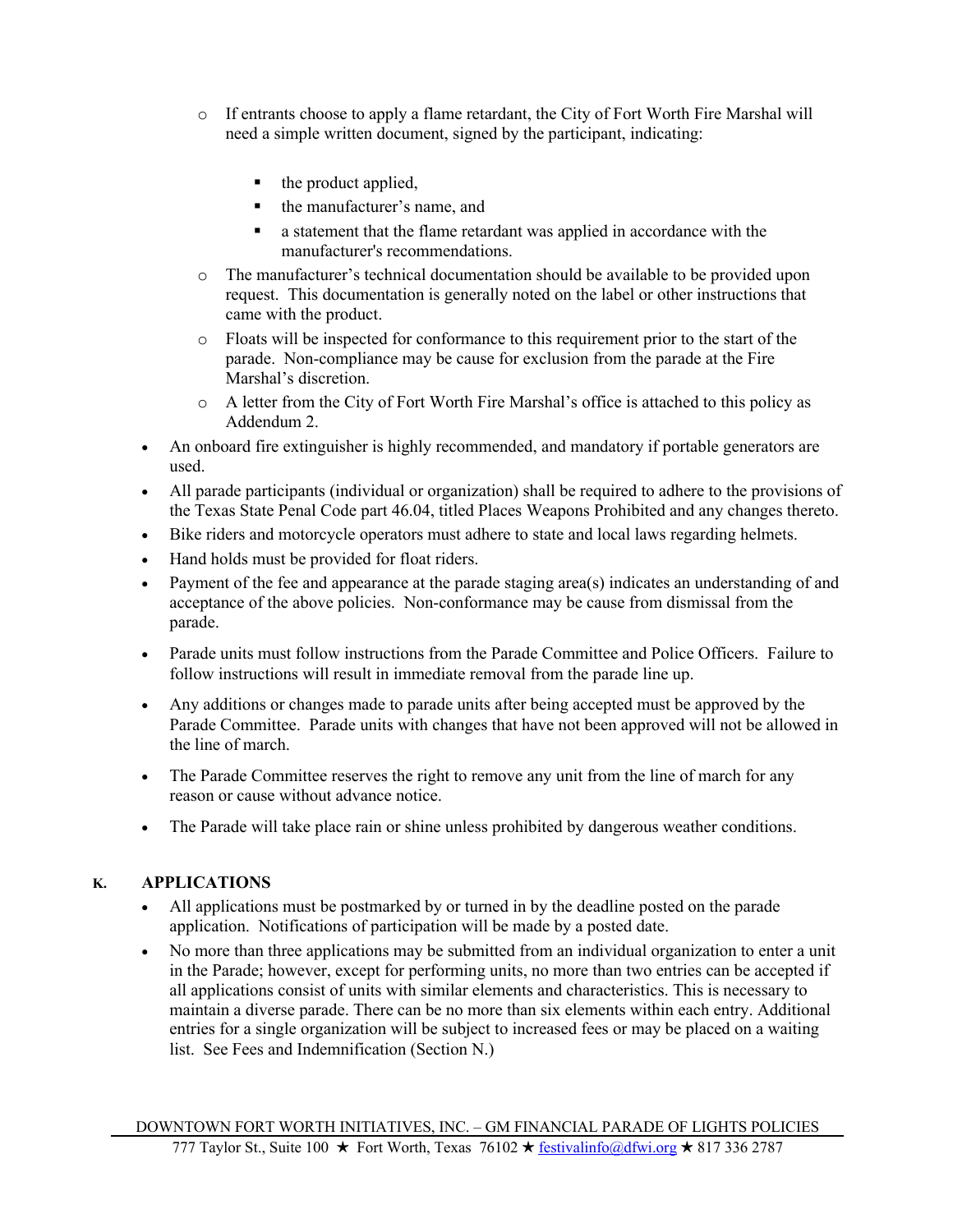- If entrants choose to apply a flame retardant, the City of Fort Worth Fire Marshal will need a simple written document, signed by the participant, indicating:
    - the product applied,
    - the manufacturer's name, and
    - a statement that the flame retardant was applied in accordance with the manufacturer's recommendations.
  - The manufacturer's technical documentation should be available to be provided upon request. This documentation is generally noted on the label or other instructions that came with the product.
  - Floats will be inspected for conformance to this requirement prior to the start of the parade. Non-compliance may be cause for exclusion from the parade at the Fire Marshal's discretion.
  - A letter from the City of Fort Worth Fire Marshal's office is attached to this policy as Addendum 2.
- An onboard fire extinguisher is highly recommended, and mandatory if portable generators are used.
- All parade participants (individual or organization) shall be required to adhere to the provisions of the Texas State Penal Code part 46.04, titled Places Weapons Prohibited and any changes thereto.
- Bike riders and motorcycle operators must adhere to state and local laws regarding helmets.
- Hand holds must be provided for float riders.
- Payment of the fee and appearance at the parade staging area(s) indicates an understanding of and acceptance of the above policies. Non-conformance may be cause from dismissal from the parade.
- Parade units must follow instructions from the Parade Committee and Police Officers. Failure to follow instructions will result in immediate removal from the parade line up.
- Any additions or changes made to parade units after being accepted must be approved by the Parade Committee. Parade units with changes that have not been approved will not be allowed in the line of march.
- The Parade Committee reserves the right to remove any unit from the line of march for any reason or cause without advance notice.
- The Parade will take place rain or shine unless prohibited by dangerous weather conditions.

## K. APPLICATIONS

- All applications must be postmarked by or turned in by the deadline posted on the parade application. Notifications of participation will be made by a posted date.
- No more than three applications may be submitted from an individual organization to enter a unit in the Parade; however, except for performing units, no more than two entries can be accepted if all applications consist of units with similar elements and characteristics. This is necessary to maintain a diverse parade. There can be no more than six elements within each entry. Additional entries for a single organization will be subject to increased fees or may be placed on a waiting list. See Fees and Indemnification (Section N.)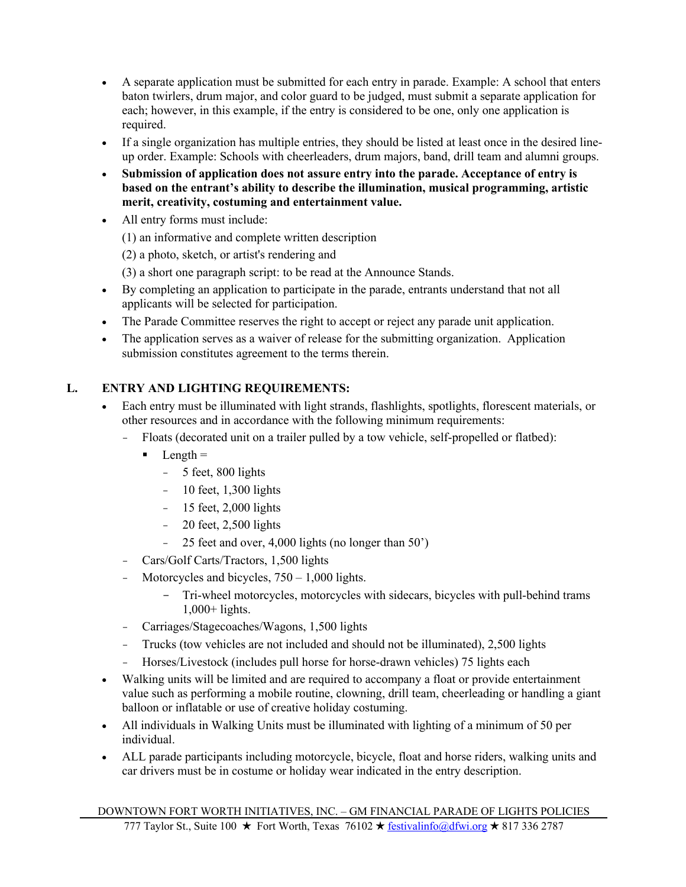- A separate application must be submitted for each entry in parade. Example: A school that enters baton twirlers, drum major, and color guard to be judged, must submit a separate application for each; however, in this example, if the entry is considered to be one, only one application is required.
- If a single organization has multiple entries, they should be listed at least once in the desired line-up order. Example: Schools with cheerleaders, drum majors, band, drill team and alumni groups.
- **Submission of application does not assure entry into the parade. Acceptance of entry is based on the entrant's ability to describe the illumination, musical programming, artistic merit, creativity, costuming and entertainment value.**
- All entry forms must include:

  (1) an informative and complete written description

  (2) a photo, sketch, or artist's rendering and

  (3) a short one paragraph script: to be read at the Announce Stands.
- By completing an application to participate in the parade, entrants understand that not all applicants will be selected for participation.
- The Parade Committee reserves the right to accept or reject any parade unit application.
- The application serves as a waiver of release for the submitting organization. Application submission constitutes agreement to the terms therein.

## L. ENTRY AND LIGHTING REQUIREMENTS:

- Each entry must be illuminated with light strands, flashlights, spotlights, florescent materials, or other resources and in accordance with the following minimum requirements:
  - Floats (decorated unit on a trailer pulled by a tow vehicle, self-propelled or flatbed):
    - Length =
      - 5 feet, 800 lights
      - 10 feet, 1,300 lights
      - 15 feet, 2,000 lights
      - 20 feet, 2,500 lights
      - 25 feet and over, 4,000 lights (no longer than 50')
  - Cars/Golf Carts/Tractors, 1,500 lights
  - Motorcycles and bicycles, 750 – 1,000 lights.
    - Tri-wheel motorcycles, motorcycles with sidecars, bicycles with pull-behind trams 1,000+ lights.
  - Carriages/Stagecoaches/Wagons, 1,500 lights
  - Trucks (tow vehicles are not included and should not be illuminated), 2,500 lights
  - Horses/Livestock (includes pull horse for horse-drawn vehicles) 75 lights each
- Walking units will be limited and are required to accompany a float or provide entertainment value such as performing a mobile routine, clowning, drill team, cheerleading or handling a giant balloon or inflatable or use of creative holiday costuming.
- All individuals in Walking Units must be illuminated with lighting of a minimum of 50 per individual.
- ALL parade participants including motorcycle, bicycle, float and horse riders, walking units and car drivers must be in costume or holiday wear indicated in the entry description.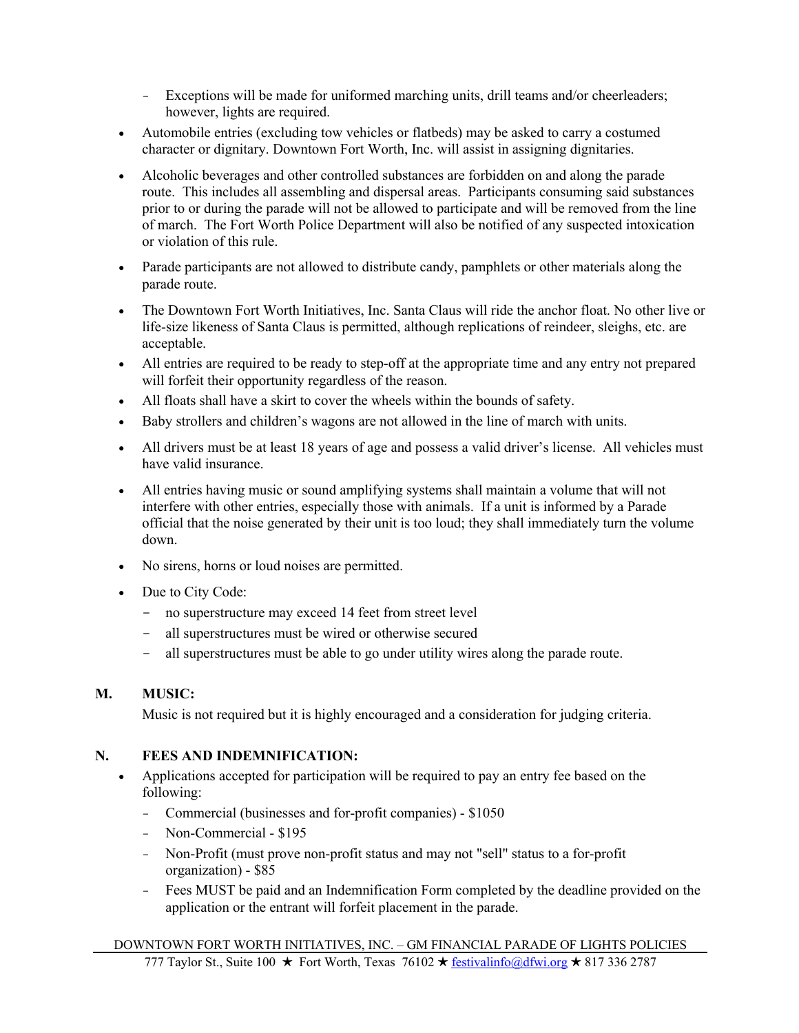- Exceptions will be made for uniformed marching units, drill teams and/or cheerleaders; however, lights are required.
- Automobile entries (excluding tow vehicles or flatbeds) may be asked to carry a costumed character or dignitary. Downtown Fort Worth, Inc. will assist in assigning dignitaries.
- Alcoholic beverages and other controlled substances are forbidden on and along the parade route. This includes all assembling and dispersal areas. Participants consuming said substances prior to or during the parade will not be allowed to participate and will be removed from the line of march. The Fort Worth Police Department will also be notified of any suspected intoxication or violation of this rule.
- Parade participants are not allowed to distribute candy, pamphlets or other materials along the parade route.
- The Downtown Fort Worth Initiatives, Inc. Santa Claus will ride the anchor float. No other live or life-size likeness of Santa Claus is permitted, although replications of reindeer, sleighs, etc. are acceptable.
- All entries are required to be ready to step-off at the appropriate time and any entry not prepared will forfeit their opportunity regardless of the reason.
- All floats shall have a skirt to cover the wheels within the bounds of safety.
- Baby strollers and children's wagons are not allowed in the line of march with units.
- All drivers must be at least 18 years of age and possess a valid driver's license. All vehicles must have valid insurance.
- All entries having music or sound amplifying systems shall maintain a volume that will not interfere with other entries, especially those with animals. If a unit is informed by a Parade official that the noise generated by their unit is too loud; they shall immediately turn the volume down.
- No sirens, horns or loud noises are permitted.
- Due to City Code:
  - no superstructure may exceed 14 feet from street level
  - all superstructures must be wired or otherwise secured
  - all superstructures must be able to go under utility wires along the parade route.

## M. MUSIC:

Music is not required but it is highly encouraged and a consideration for judging criteria.

## N. FEES AND INDEMNIFICATION:

- Applications accepted for participation will be required to pay an entry fee based on the following:
  - Commercial (businesses and for-profit companies) - $1050
  - Non-Commercial - $195
  - Non-Profit (must prove non-profit status and may not "sell" status to a for-profit organization) - $85
  - Fees MUST be paid and an Indemnification Form completed by the deadline provided on the application or the entrant will forfeit placement in the parade.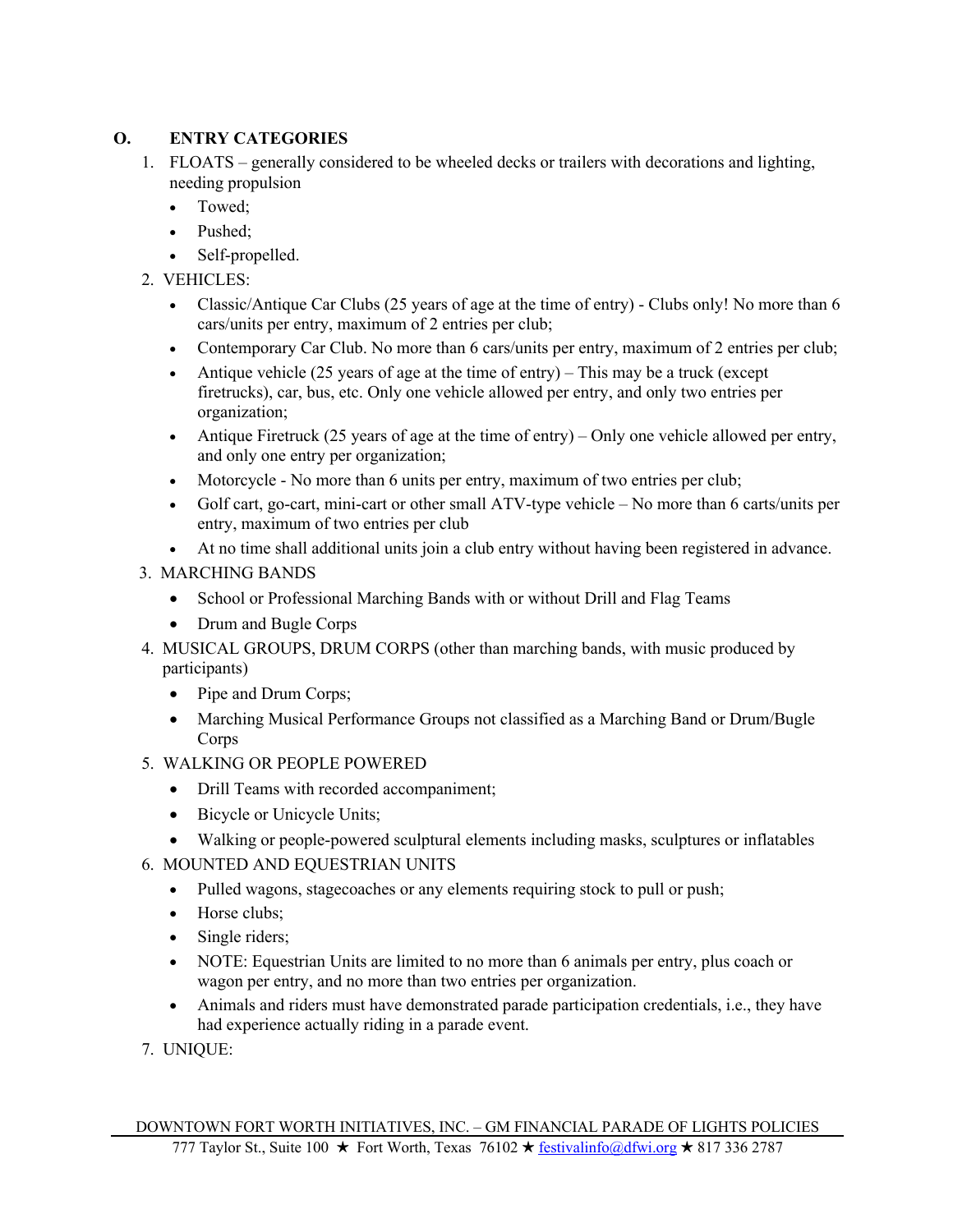## O. ENTRY CATEGORIES

1. FLOATS – generally considered to be wheeled decks or trailers with decorations and lighting, needing propulsion
   - Towed;
   - Pushed;
   - Self-propelled.
2. VEHICLES:
   - Classic/Antique Car Clubs (25 years of age at the time of entry) - Clubs only! No more than 6 cars/units per entry, maximum of 2 entries per club;
   - Contemporary Car Club. No more than 6 cars/units per entry, maximum of 2 entries per club;
   - Antique vehicle (25 years of age at the time of entry) – This may be a truck (except firetrucks), car, bus, etc. Only one vehicle allowed per entry, and only two entries per organization;
   - Antique Firetruck (25 years of age at the time of entry) – Only one vehicle allowed per entry, and only one entry per organization;
   - Motorcycle - No more than 6 units per entry, maximum of two entries per club;
   - Golf cart, go-cart, mini-cart or other small ATV-type vehicle – No more than 6 carts/units per entry, maximum of two entries per club
   - At no time shall additional units join a club entry without having been registered in advance.
3. MARCHING BANDS
   - School or Professional Marching Bands with or without Drill and Flag Teams
   - Drum and Bugle Corps
4. MUSICAL GROUPS, DRUM CORPS (other than marching bands, with music produced by participants)
   - Pipe and Drum Corps;
   - Marching Musical Performance Groups not classified as a Marching Band or Drum/Bugle Corps
5. WALKING OR PEOPLE POWERED
   - Drill Teams with recorded accompaniment;
   - Bicycle or Unicycle Units;
   - Walking or people-powered sculptural elements including masks, sculptures or inflatables
6. MOUNTED AND EQUESTRIAN UNITS
   - Pulled wagons, stagecoaches or any elements requiring stock to pull or push;
   - Horse clubs;
   - Single riders;
   - NOTE: Equestrian Units are limited to no more than 6 animals per entry, plus coach or wagon per entry, and no more than two entries per organization.
   - Animals and riders must have demonstrated parade participation credentials, i.e., they have had experience actually riding in a parade event.
7. UNIQUE: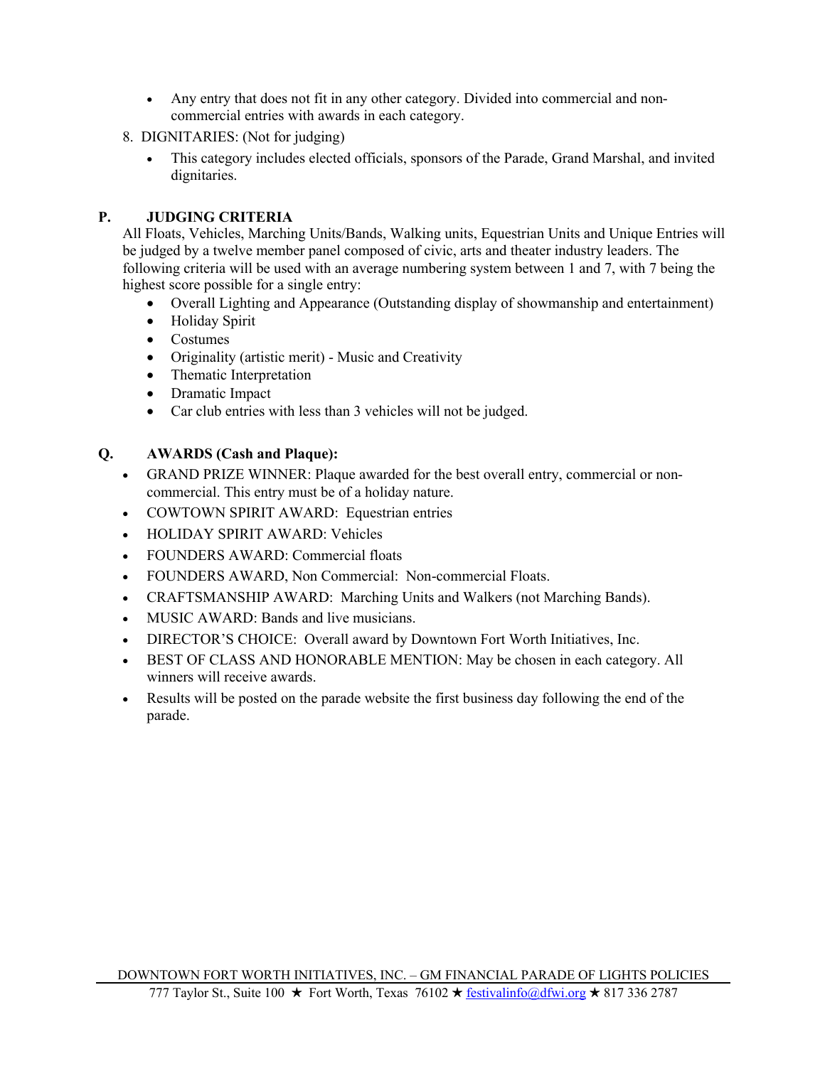- Any entry that does not fit in any other category. Divided into commercial and non-commercial entries with awards in each category.

8. DIGNITARIES: (Not for judging)
   - This category includes elected officials, sponsors of the Parade, Grand Marshal, and invited dignitaries.

## P. JUDGING CRITERIA

All Floats, Vehicles, Marching Units/Bands, Walking units, Equestrian Units and Unique Entries will be judged by a twelve member panel composed of civic, arts and theater industry leaders. The following criteria will be used with an average numbering system between 1 and 7, with 7 being the highest score possible for a single entry:

- Overall Lighting and Appearance (Outstanding display of showmanship and entertainment)
- Holiday Spirit
- Costumes
- Originality (artistic merit) - Music and Creativity
- Thematic Interpretation
- Dramatic Impact
- Car club entries with less than 3 vehicles will not be judged.

## Q. AWARDS (Cash and Plaque):

- GRAND PRIZE WINNER: Plaque awarded for the best overall entry, commercial or non-commercial. This entry must be of a holiday nature.
- COWTOWN SPIRIT AWARD: Equestrian entries
- HOLIDAY SPIRIT AWARD: Vehicles
- FOUNDERS AWARD: Commercial floats
- FOUNDERS AWARD, Non Commercial: Non-commercial Floats.
- CRAFTSMANSHIP AWARD: Marching Units and Walkers (not Marching Bands).
- MUSIC AWARD: Bands and live musicians.
- DIRECTOR'S CHOICE: Overall award by Downtown Fort Worth Initiatives, Inc.
- BEST OF CLASS AND HONORABLE MENTION: May be chosen in each category. All winners will receive awards.
- Results will be posted on the parade website the first business day following the end of the parade.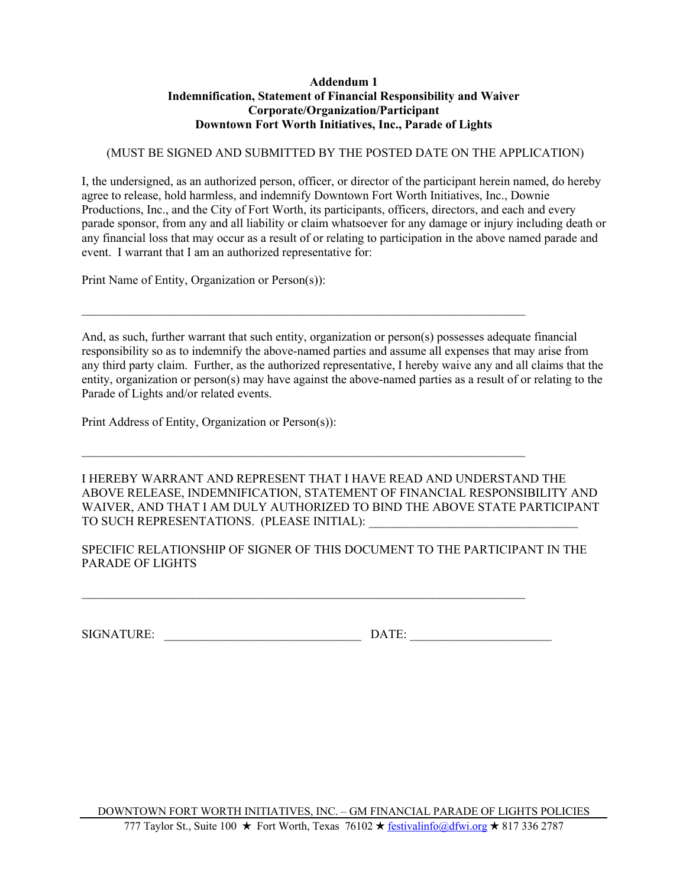**Addendum 1**
**Indemnification, Statement of Financial Responsibility and Waiver**
**Corporate/Organization/Participant**
**Downtown Fort Worth Initiatives, Inc., Parade of Lights**

(MUST BE SIGNED AND SUBMITTED BY THE POSTED DATE ON THE APPLICATION)

I, the undersigned, as an authorized person, officer, or director of the participant herein named, do hereby agree to release, hold harmless, and indemnify Downtown Fort Worth Initiatives, Inc., Downie Productions, Inc., and the City of Fort Worth, its participants, officers, directors, and each and every parade sponsor, from any and all liability or claim whatsoever for any damage or injury including death or any financial loss that may occur as a result of or relating to participation in the above named parade and event. I warrant that I am an authorized representative for:

Print Name of Entity, Organization or Person(s)):

\_\_\_\_\_\_\_\_\_\_\_\_\_\_\_\_\_\_\_\_\_\_\_\_\_\_\_\_\_\_\_\_\_\_\_\_\_\_\_\_\_\_\_\_\_\_\_\_\_\_\_\_\_\_\_\_\_\_\_\_\_\_\_\_\_\_\_\_\_\_\_\_

And, as such, further warrant that such entity, organization or person(s) possesses adequate financial responsibility so as to indemnify the above-named parties and assume all expenses that may arise from any third party claim. Further, as the authorized representative, I hereby waive any and all claims that the entity, organization or person(s) may have against the above-named parties as a result of or relating to the Parade of Lights and/or related events.

Print Address of Entity, Organization or Person(s)):

\_\_\_\_\_\_\_\_\_\_\_\_\_\_\_\_\_\_\_\_\_\_\_\_\_\_\_\_\_\_\_\_\_\_\_\_\_\_\_\_\_\_\_\_\_\_\_\_\_\_\_\_\_\_\_\_\_\_\_\_\_\_\_\_\_\_\_\_\_\_\_\_

I HEREBY WARRANT AND REPRESENT THAT I HAVE READ AND UNDERSTAND THE ABOVE RELEASE, INDEMNIFICATION, STATEMENT OF FINANCIAL RESPONSIBILITY AND WAIVER, AND THAT I AM DULY AUTHORIZED TO BIND THE ABOVE STATE PARTICIPANT TO SUCH REPRESENTATIONS. (PLEASE INITIAL): \_\_\_\_\_\_\_\_\_\_\_\_\_\_\_\_\_\_\_\_\_\_\_\_\_\_\_\_\_\_\_\_\_

SPECIFIC RELATIONSHIP OF SIGNER OF THIS DOCUMENT TO THE PARTICIPANT IN THE PARADE OF LIGHTS

\_\_\_\_\_\_\_\_\_\_\_\_\_\_\_\_\_\_\_\_\_\_\_\_\_\_\_\_\_\_\_\_\_\_\_\_\_\_\_\_\_\_\_\_\_\_\_\_\_\_\_\_\_\_\_\_\_\_\_\_\_\_\_\_\_\_\_\_\_\_\_\_

SIGNATURE: \_\_\_\_\_\_\_\_\_\_\_\_\_\_\_\_\_\_\_\_\_\_\_\_\_\_\_\_\_\_\_\_ DATE: \_\_\_\_\_\_\_\_\_\_\_\_\_\_\_\_\_\_\_\_\_\_